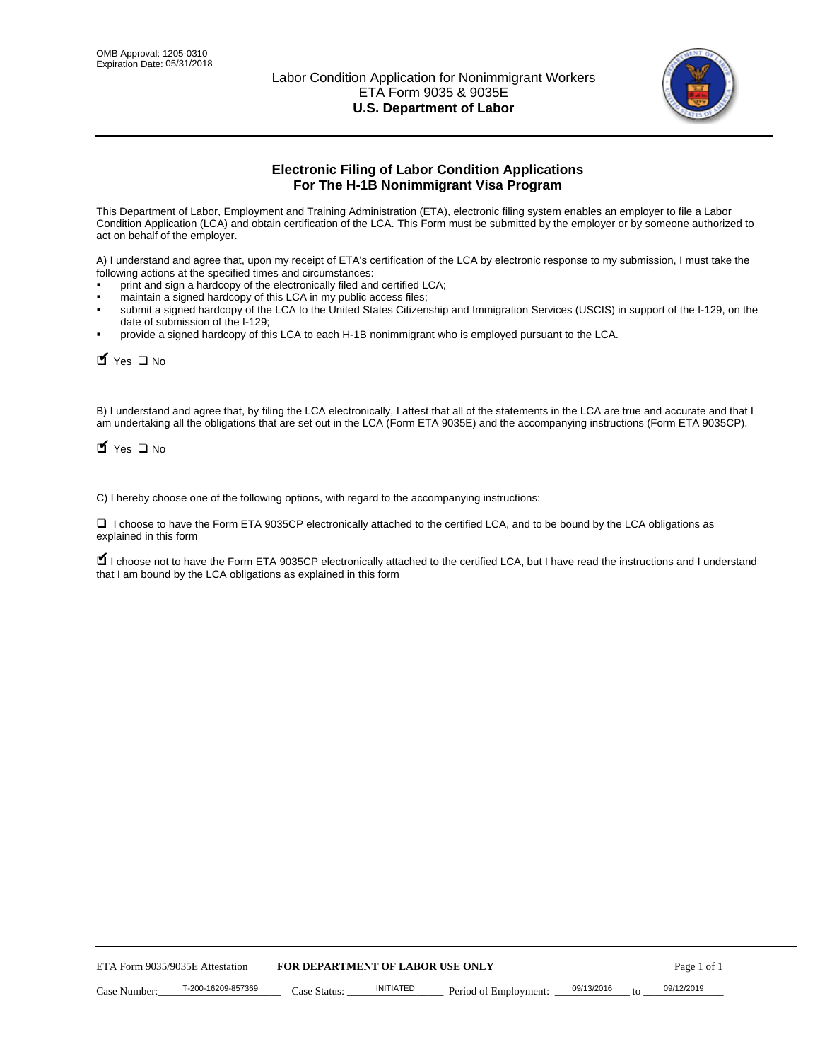OMB Approval: 1205-0310
Expiration Date: 05/31/2018

Labor Condition Application for Nonimmigrant Workers
ETA Form 9035 & 9035E
**U.S. Department of Labor**

## Electronic Filing of Labor Condition Applications For The H-1B Nonimmigrant Visa Program

This Department of Labor, Employment and Training Administration (ETA), electronic filing system enables an employer to file a Labor Condition Application (LCA) and obtain certification of the LCA. This Form must be submitted by the employer or by someone authorized to act on behalf of the employer.

A) I understand and agree that, upon my receipt of ETA's certification of the LCA by electronic response to my submission, I must take the following actions at the specified times and circumstances:

- print and sign a hardcopy of the electronically filed and certified LCA;
- maintain a signed hardcopy of this LCA in my public access files;
- submit a signed hardcopy of the LCA to the United States Citizenship and Immigration Services (USCIS) in support of the I-129, on the date of submission of the I-129;
- provide a signed hardcopy of this LCA to each H-1B nonimmigrant who is employed pursuant to the LCA.

☑ Yes ☐ No

B) I understand and agree that, by filing the LCA electronically, I attest that all of the statements in the LCA are true and accurate and that I am undertaking all the obligations that are set out in the LCA (Form ETA 9035E) and the accompanying instructions (Form ETA 9035CP).

☑ Yes ☐ No

C) I hereby choose one of the following options, with regard to the accompanying instructions:

☐ I choose to have the Form ETA 9035CP electronically attached to the certified LCA, and to be bound by the LCA obligations as explained in this form

☑ I choose not to have the Form ETA 9035CP electronically attached to the certified LCA, but I have read the instructions and I understand that I am bound by the LCA obligations as explained in this form

ETA Form 9035/9035E Attestation **FOR DEPARTMENT OF LABOR USE ONLY**

Case Number: T-200-16209-857369 Case Status: INITIATED Period of Employment: 09/13/2016 to 09/12/2019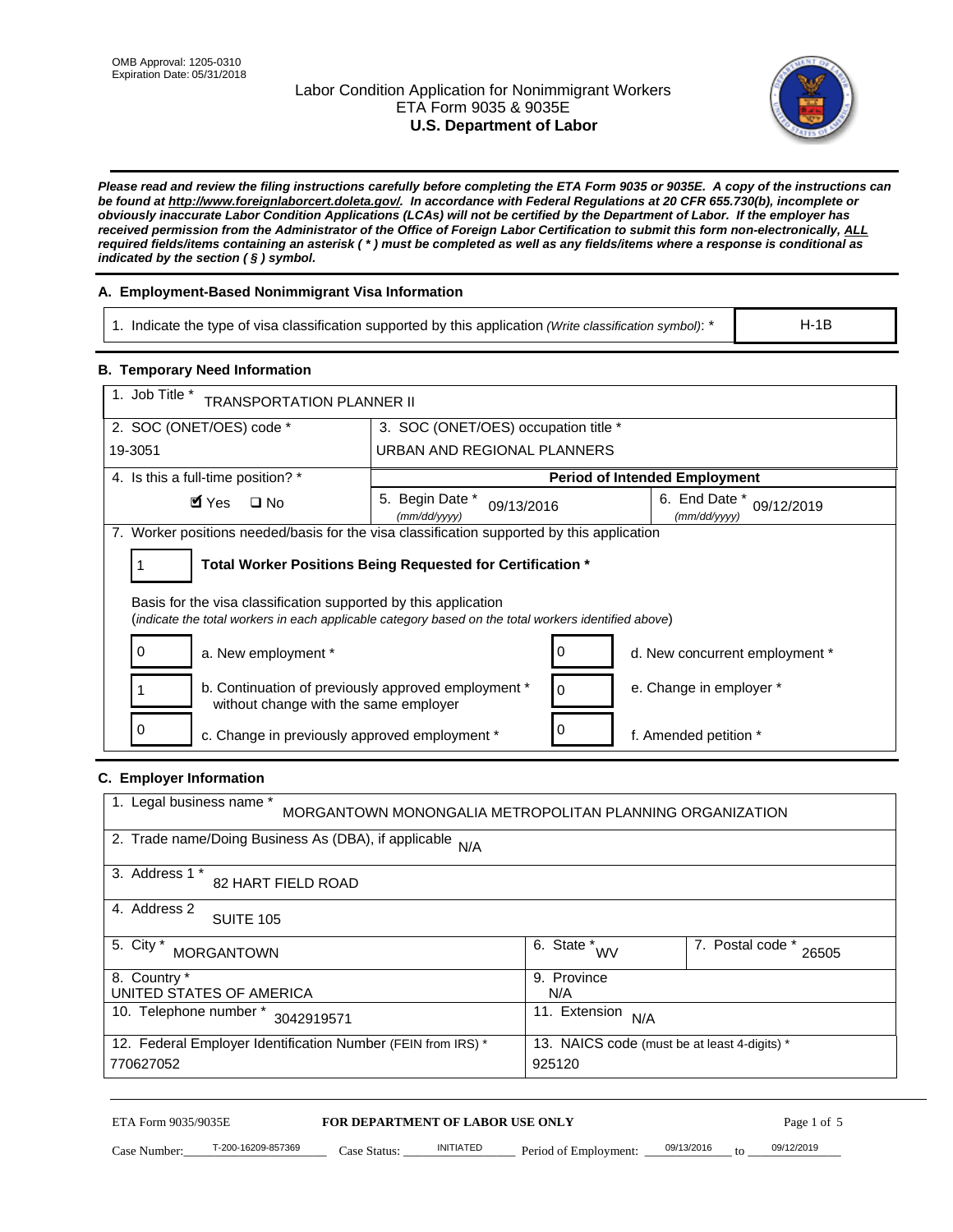OMB Approval: 1205-0310
Expiration Date: 05/31/2018

# Labor Condition Application for Nonimmigrant Workers
## ETA Form 9035 & 9035E
## U.S. Department of Labor

***Please read and review the filing instructions carefully before completing the ETA Form 9035 or 9035E. A copy of the instructions can be found at http://www.foreignlaborcert.doleta.gov/. In accordance with Federal Regulations at 20 CFR 655.730(b), incomplete or obviously inaccurate Labor Condition Applications (LCAs) will not be certified by the Department of Labor. If the employer has received permission from the Administrator of the Office of Foreign Labor Certification to submit this form non-electronically, ALL required fields/items containing an asterisk ( * ) must be completed as well as any fields/items where a response is conditional as indicated by the section ( § ) symbol.***

### A. Employment-Based Nonimmigrant Visa Information

| 1. Indicate the type of visa classification supported by this application *(Write classification symbol)*: * | H-1B |
|---|---|

### B. Temporary Need Information

| 1. Job Title * TRANSPORTATION PLANNER II | | |
|---|---|---|
| 2. SOC (ONET/OES) code * 19-3051 | 3. SOC (ONET/OES) occupation title * URBAN AND REGIONAL PLANNERS | |
| 4. Is this a full-time position? * ☑ Yes ☐ No | **Period of Intended Employment** 5. Begin Date * *(mm/dd/yyyy)* 09/13/2016 | 6. End Date * *(mm/dd/yyyy)* 09/12/2019 |

7. Worker positions needed/basis for the visa classification supported by this application

1 — **Total Worker Positions Being Requested for Certification ***

Basis for the visa classification supported by this application
(*indicate the total workers in each applicable category based on the total workers identified above*)

| | | | |
|---|---|---|---|
| 0 | a. New employment * | 0 | d. New concurrent employment * |
| 1 | b. Continuation of previously approved employment * without change with the same employer | 0 | e. Change in employer * |
| 0 | c. Change in previously approved employment * | 0 | f. Amended petition * |

### C. Employer Information

| | |
|---|---|
| 1. Legal business name * MORGANTOWN MONONGALIA METROPOLITAN PLANNING ORGANIZATION | |
| 2. Trade name/Doing Business As (DBA), if applicable N/A | |
| 3. Address 1 * 82 HART FIELD ROAD | |
| 4. Address 2 SUITE 105 | |
| 5. City * MORGANTOWN | 6. State * WV — 7. Postal code * 26505 |
| 8. Country * UNITED STATES OF AMERICA | 9. Province N/A |
| 10. Telephone number * 3042919571 | 11. Extension N/A |
| 12. Federal Employer Identification Number (FEIN from IRS) * 770627052 | 13. NAICS code (must be at least 4-digits) * 925120 |

ETA Form 9035/9035E — **FOR DEPARTMENT OF LABOR USE ONLY**

Case Number: T-200-16209-857369 Case Status: INITIATED Period of Employment: 09/13/2016 to 09/12/2019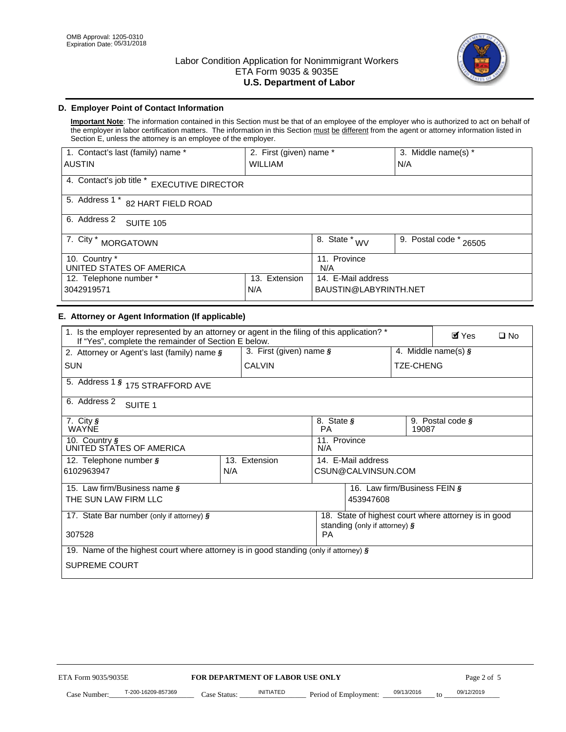OMB Approval: 1205-0310
Expiration Date: 05/31/2018

# Labor Condition Application for Nonimmigrant Workers
## ETA Form 9035 & 9035E
## U.S. Department of Labor

### D. Employer Point of Contact Information

**Important Note**: The information contained in this Section must be that of an employee of the employer who is authorized to act on behalf of the employer in labor certification matters. The information in this Section must be different from the agent or attorney information listed in Section E, unless the attorney is an employee of the employer.

| 1. Contact's last (family) name * | 2. First (given) name * | 3. Middle name(s) * |
|---|---|---|
| AUSTIN | WILLIAM | N/A |

4. Contact's job title * EXECUTIVE DIRECTOR

5. Address 1 * 82 HART FIELD ROAD

6. Address 2 SUITE 105

| 7. City * | 8. State * | 9. Postal code * |
|---|---|---|
| MORGATOWN | WV | 26505 |

| 10. Country * | 11. Province |
|---|---|
| UNITED STATES OF AMERICA | N/A |

| 12. Telephone number * | 13. Extension | 14. E-Mail address |
|---|---|---|
| 3042919571 | N/A | BAUSTIN@LABYRINTH.NET |

### E. Attorney or Agent Information (If applicable)

1. Is the employer represented by an attorney or agent in the filing of this application? * If "Yes", complete the remainder of Section E below. ☑ Yes ☐ No

| 2. Attorney or Agent's last (family) name § | 3. First (given) name § | 4. Middle name(s) § |
|---|---|---|
| SUN | CALVIN | TZE-CHENG |

5. Address 1 § 175 STRAFFORD AVE

6. Address 2 SUITE 1

| 7. City § | 8. State § | 9. Postal code § |
|---|---|---|
| WAYNE | PA | 19087 |

| 10. Country § | 11. Province |
|---|---|
| UNITED STATES OF AMERICA | N/A |

| 12. Telephone number § | 13. Extension | 14. E-Mail address |
|---|---|---|
| 6102963947 | N/A | CSUN@CALVINSUN.COM |

| 15. Law firm/Business name § | 16. Law firm/Business FEIN § |
|---|---|
| THE SUN LAW FIRM LLC | 453947608 |

| 17. State Bar number (only if attorney) § | 18. State of highest court where attorney is in good standing (only if attorney) § |
|---|---|
| 307528 | PA |

19. Name of the highest court where attorney is in good standing (only if attorney) §

SUPREME COURT

ETA Form 9035/9035E **FOR DEPARTMENT OF LABOR USE ONLY**

Case Number: T-200-16209-857369 Case Status: INITIATED Period of Employment: 09/13/2016 to 09/12/2019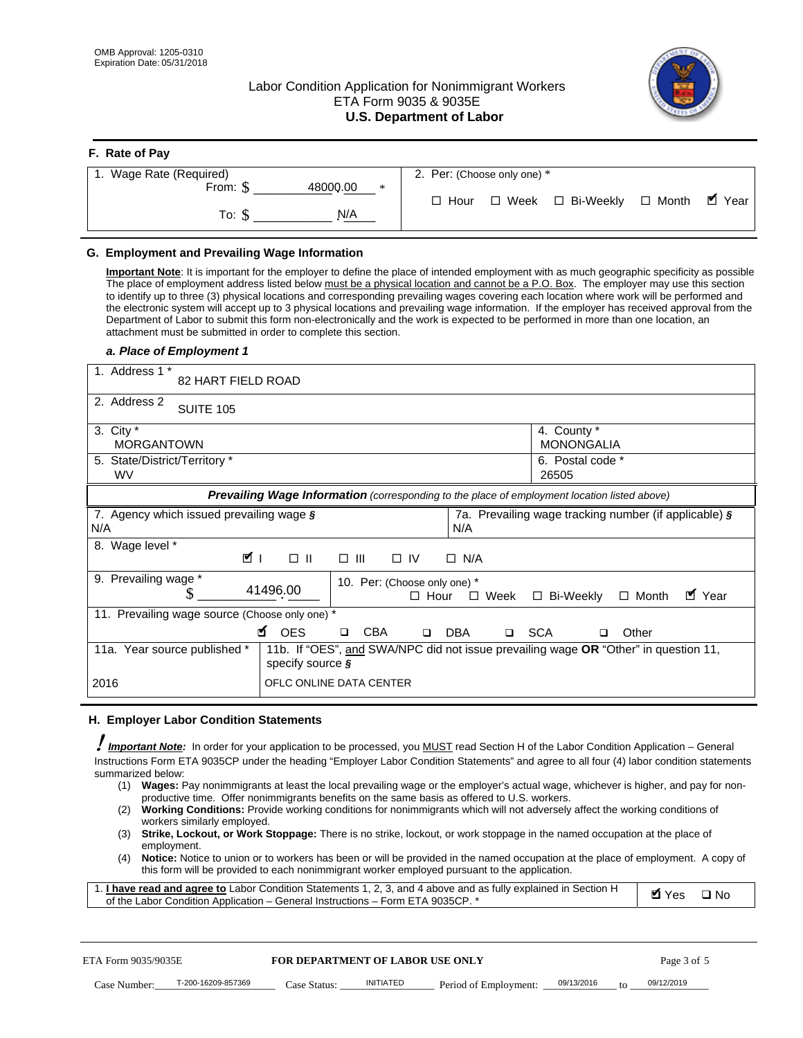OMB Approval: 1205-0310
Expiration Date: 05/31/2018

# Labor Condition Application for Nonimmigrant Workers
ETA Form 9035 & 9035E
**U.S. Department of Labor**

## F. Rate of Pay

| 1. Wage Rate (Required) | 2. Per: (Choose only one) * |
|---|---|
| From: $ 48000.00 * | ☐ Hour ☐ Week ☐ Bi-Weekly ☐ Month ☑ Year |
| To: $ N/A | |

## G. Employment and Prevailing Wage Information

**Important Note**: It is important for the employer to define the place of intended employment with as much geographic specificity as possible The place of employment address listed below must be a physical location and cannot be a P.O. Box. The employer may use this section to identify up to three (3) physical locations and corresponding prevailing wages covering each location where work will be performed and the electronic system will accept up to 3 physical locations and prevailing wage information. If the employer has received approval from the Department of Labor to submit this form non-electronically and the work is expected to be performed in more than one location, an attachment must be submitted in order to complete this section.

### *a. Place of Employment 1*

| | |
|---|---|
| 1. Address 1 * 82 HART FIELD ROAD | |
| 2. Address 2 SUITE 105 | |
| 3. City * MORGANTOWN | 4. County * MONONGALIA |
| 5. State/District/Territory * WV | 6. Postal code * 26505 |

***Prevailing Wage Information*** *(corresponding to the place of employment location listed above)*

| | |
|---|---|
| 7. Agency which issued prevailing wage § N/A | 7a. Prevailing wage tracking number (if applicable) § N/A |
| 8. Wage level * ☑ I ☐ II ☐ III ☐ IV ☐ N/A | |
| 9. Prevailing wage * $ 41496.00 | 10. Per: (Choose only one) * ☐ Hour ☐ Week ☐ Bi-Weekly ☐ Month ☑ Year |
| 11. Prevailing wage source (Choose only one) * ☑ OES ☐ CBA ☐ DBA ☐ SCA ☐ Other | |
| 11a. Year source published * 2016 | 11b. If "OES", and SWA/NPC did not issue prevailing wage **OR** "Other" in question 11, specify source § OFLC ONLINE DATA CENTER |

## H. Employer Labor Condition Statements

***Important Note:*** In order for your application to be processed, you MUST read Section H of the Labor Condition Application – General Instructions Form ETA 9035CP under the heading "Employer Labor Condition Statements" and agree to all four (4) labor condition statements summarized below:

1. **Wages:** Pay nonimmigrants at least the local prevailing wage or the employer's actual wage, whichever is higher, and pay for non-productive time. Offer nonimmigrants benefits on the same basis as offered to U.S. workers.
2. **Working Conditions:** Provide working conditions for nonimmigrants which will not adversely affect the working conditions of workers similarly employed.
3. **Strike, Lockout, or Work Stoppage:** There is no strike, lockout, or work stoppage in the named occupation at the place of employment.
4. **Notice:** Notice to union or to workers has been or will be provided in the named occupation at the place of employment. A copy of this form will be provided to each nonimmigrant worker employed pursuant to the application.

| | |
|---|---|
| 1. **I have read and agree to** Labor Condition Statements 1, 2, 3, and 4 above and as fully explained in Section H of the Labor Condition Application – General Instructions – Form ETA 9035CP. * | ☑ Yes ☐ No |

ETA Form 9035/9035E — **FOR DEPARTMENT OF LABOR USE ONLY**

Case Number: T-200-16209-857369 Case Status: INITIATED Period of Employment: 09/13/2016 to 09/12/2019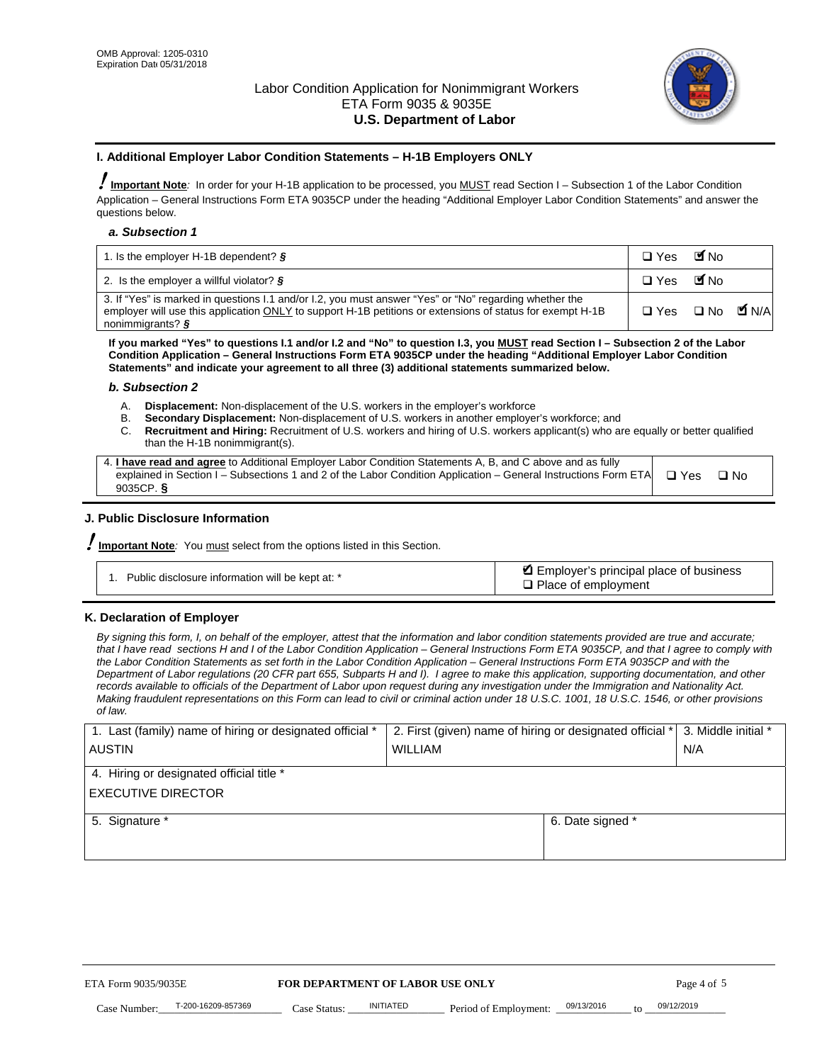OMB Approval: 1205-0310
Expiration Date 05/31/2018

## Labor Condition Application for Nonimmigrant Workers
## ETA Form 9035 & 9035E
## U.S. Department of Labor

### I. Additional Employer Labor Condition Statements – H-1B Employers ONLY

**Important Note**: In order for your H-1B application to be processed, you MUST read Section I – Subsection 1 of the Labor Condition Application – General Instructions Form ETA 9035CP under the heading "Additional Employer Labor Condition Statements" and answer the questions below.

#### *a. Subsection 1*

| | |
|---|---|
| 1. Is the employer H-1B dependent? § | ☐ Yes ☑ No |
| 2. Is the employer a willful violator? § | ☐ Yes ☑ No |
| 3. If "Yes" is marked in questions I.1 and/or I.2, you must answer "Yes" or "No" regarding whether the employer will use this application ONLY to support H-1B petitions or extensions of status for exempt H-1B nonimmigrants? § | ☐ Yes ☐ No ☑ N/A |

**If you marked "Yes" to questions I.1 and/or I.2 and "No" to question I.3, you MUST read Section I – Subsection 2 of the Labor Condition Application – General Instructions Form ETA 9035CP under the heading "Additional Employer Labor Condition Statements" and indicate your agreement to all three (3) additional statements summarized below.**

#### *b. Subsection 2*

A. **Displacement:** Non-displacement of the U.S. workers in the employer's workforce
B. **Secondary Displacement:** Non-displacement of U.S. workers in another employer's workforce; and
C. **Recruitment and Hiring:** Recruitment of U.S. workers and hiring of U.S. workers applicant(s) who are equally or better qualified than the H-1B nonimmigrant(s).

| | |
|---|---|
| 4. **I have read and agree** to Additional Employer Labor Condition Statements A, B, and C above and as fully explained in Section I – Subsections 1 and 2 of the Labor Condition Application – General Instructions Form ETA 9035CP. § | ☐ Yes ☐ No |

### J. Public Disclosure Information

**Important Note**: You must select from the options listed in this Section.

| | |
|---|---|
| 1. Public disclosure information will be kept at: * | ☑ Employer's principal place of business<br>☐ Place of employment |

### K. Declaration of Employer

*By signing this form, I, on behalf of the employer, attest that the information and labor condition statements provided are true and accurate; that I have read sections H and I of the Labor Condition Application – General Instructions Form ETA 9035CP, and that I agree to comply with the Labor Condition Statements as set forth in the Labor Condition Application – General Instructions Form ETA 9035CP and with the Department of Labor regulations (20 CFR part 655, Subparts H and I). I agree to make this application, supporting documentation, and other records available to officials of the Department of Labor upon request during any investigation under the Immigration and Nationality Act. Making fraudulent representations on this Form can lead to civil or criminal action under 18 U.S.C. 1001, 18 U.S.C. 1546, or other provisions of law.*

| 1. Last (family) name of hiring or designated official * | 2. First (given) name of hiring or designated official * | 3. Middle initial * |
|---|---|---|
| AUSTIN | WILLIAM | N/A |
| 4. Hiring or designated official title * | | |
| EXECUTIVE DIRECTOR | | |
| 5. Signature * | 6. Date signed * | |
| | | |

ETA Form 9035/9035E — **FOR DEPARTMENT OF LABOR USE ONLY**

Case Number: T-200-16209-857369 Case Status: INITIATED Period of Employment: 09/13/2016 to 09/12/2019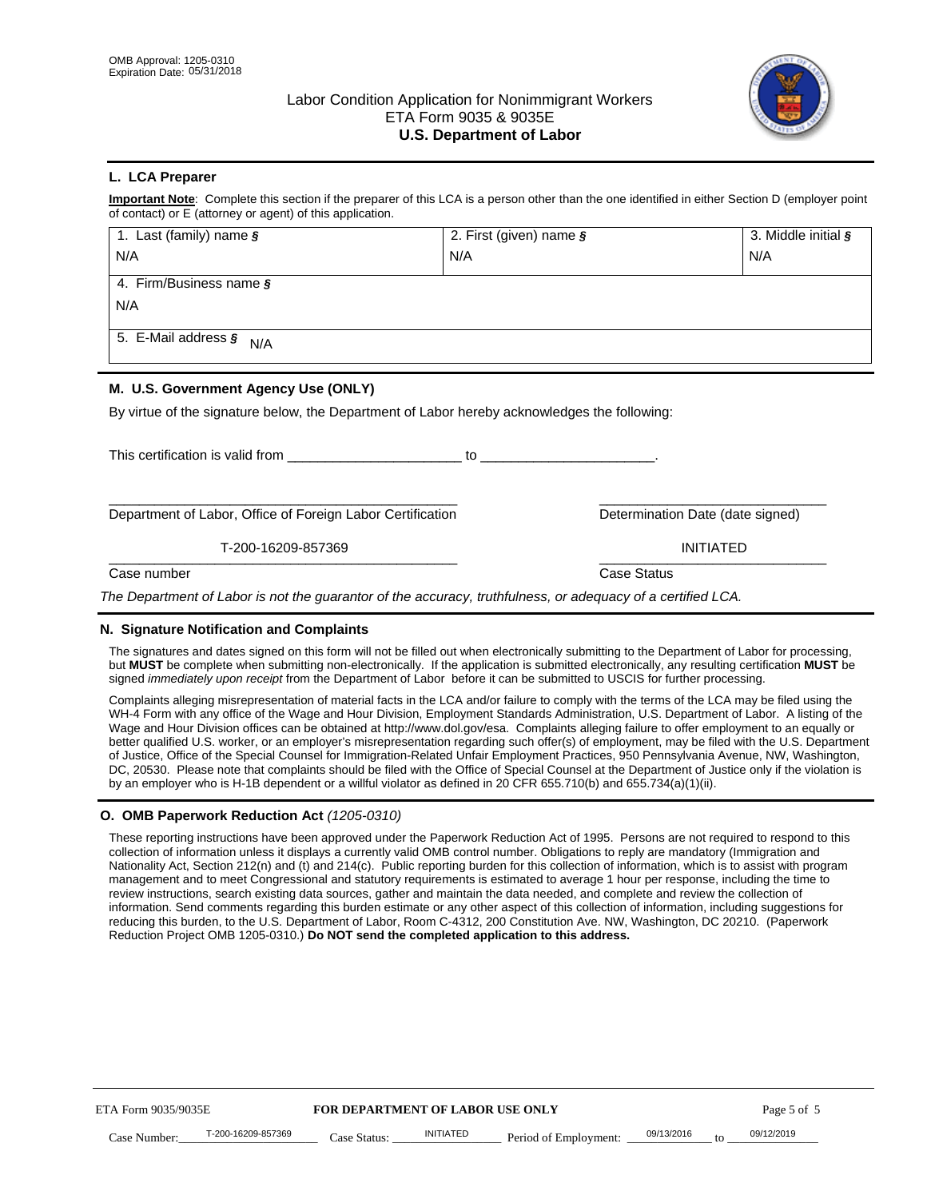OMB Approval: 1205-0310
Expiration Date: 05/31/2018

Labor Condition Application for Nonimmigrant Workers
ETA Form 9035 & 9035E
**U.S. Department of Labor**

## L. LCA Preparer

**Important Note**: Complete this section if the preparer of this LCA is a person other than the one identified in either Section D (employer point of contact) or E (attorney or agent) of this application.

| 1. Last (family) name § | 2. First (given) name § | 3. Middle initial § |
|---|---|---|
| N/A | N/A | N/A |

4. Firm/Business name §

N/A

5. E-Mail address § N/A

## M. U.S. Government Agency Use (ONLY)

By virtue of the signature below, the Department of Labor hereby acknowledges the following:

This certification is valid from ______________________ to ______________________.

Department of Labor, Office of Foreign Labor Certification

Determination Date (date signed)

T-200-16209-857369

Case number

INITIATED

Case Status

*The Department of Labor is not the guarantor of the accuracy, truthfulness, or adequacy of a certified LCA.*

## N. Signature Notification and Complaints

The signatures and dates signed on this form will not be filled out when electronically submitting to the Department of Labor for processing, but **MUST** be complete when submitting non-electronically. If the application is submitted electronically, any resulting certification **MUST** be signed *immediately upon receipt* from the Department of Labor before it can be submitted to USCIS for further processing.

Complaints alleging misrepresentation of material facts in the LCA and/or failure to comply with the terms of the LCA may be filed using the WH-4 Form with any office of the Wage and Hour Division, Employment Standards Administration, U.S. Department of Labor. A listing of the Wage and Hour Division offices can be obtained at http://www.dol.gov/esa. Complaints alleging failure to offer employment to an equally or better qualified U.S. worker, or an employer's misrepresentation regarding such offer(s) of employment, may be filed with the U.S. Department of Justice, Office of the Special Counsel for Immigration-Related Unfair Employment Practices, 950 Pennsylvania Avenue, NW, Washington, DC, 20530. Please note that complaints should be filed with the Office of Special Counsel at the Department of Justice only if the violation is by an employer who is H-1B dependent or a willful violator as defined in 20 CFR 655.710(b) and 655.734(a)(1)(ii).

## O. OMB Paperwork Reduction Act *(1205-0310)*

These reporting instructions have been approved under the Paperwork Reduction Act of 1995. Persons are not required to respond to this collection of information unless it displays a currently valid OMB control number. Obligations to reply are mandatory (Immigration and Nationality Act, Section 212(n) and (t) and 214(c). Public reporting burden for this collection of information, which is to assist with program management and to meet Congressional and statutory requirements is estimated to average 1 hour per response, including the time to review instructions, search existing data sources, gather and maintain the data needed, and complete and review the collection of information. Send comments regarding this burden estimate or any other aspect of this collection of information, including suggestions for reducing this burden, to the U.S. Department of Labor, Room C-4312, 200 Constitution Ave. NW, Washington, DC 20210. (Paperwork Reduction Project OMB 1205-0310.) **Do NOT send the completed application to this address.**

ETA Form 9035/9035E — **FOR DEPARTMENT OF LABOR USE ONLY**

Case Number: T-200-16209-857369 Case Status: INITIATED Period of Employment: 09/13/2016 to 09/12/2019